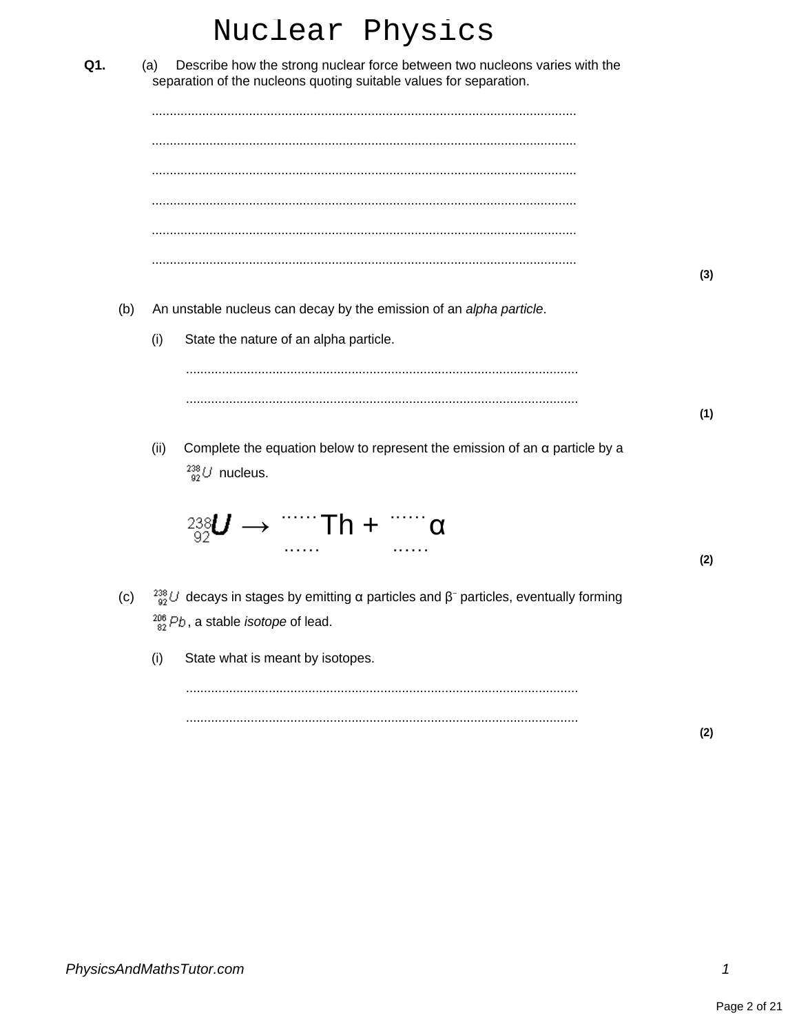# Nuclear Physics

**Q1.** (a) Describe how the strong nuclear force between two nucleons varies with the separation of the nucleons quoting suitable values for separation.

.....................................................................................................................

.....................................................................................................................

.....................................................................................................................

.....................................................................................................................

.....................................................................................................................

.....................................................................................................................

**(3)**

(b) An unstable nucleus can decay by the emission of an *alpha particle*.

(i) State the nature of an alpha particle.

.....................................................................................................................

.....................................................................................................................

**(1)**

(ii) Complete the equation below to represent the emission of an α particle by a $^{238}_{92}U$ nucleus.

$$^{238}_{92}U \rightarrow \, ^{\cdots\cdots}_{\cdots\cdots}Th + \, ^{\cdots\cdots}_{\cdots\cdots}\alpha$$

**(2)**

(c) $^{238}_{92}U$ decays in stages by emitting α particles and $\beta^-$ particles, eventually forming $^{206}_{82}Pb$, a stable *isotope* of lead.

(i) State what is meant by isotopes.

.....................................................................................................................

.....................................................................................................................

**(2)**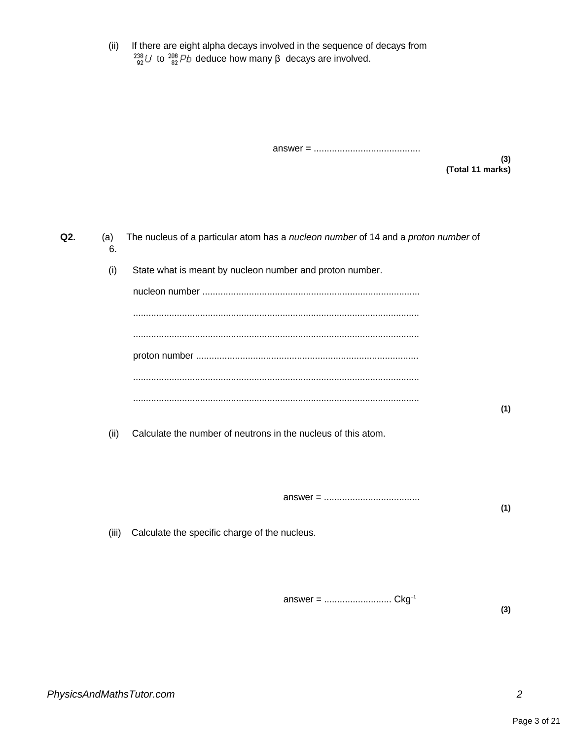(ii) If there are eight alpha decays involved in the sequence of decays from $^{238}_{92}U$ to $^{206}_{82}Pb$ deduce how many $\beta^-$ decays are involved.

answer = .........................................

**(3)**
**(Total 11 marks)**

**Q2.** (a) The nucleus of a particular atom has a *nucleon number* of 14 and a *proton number* of 6.

(i) State what is meant by nucleon number and proton number.

nucleon number ...................................................................................

.............................................................................................................

.............................................................................................................

proton number .....................................................................................

.............................................................................................................

.............................................................................................................

**(1)**

(ii) Calculate the number of neutrons in the nucleus of this atom.

answer = .....................................

**(1)**

(iii) Calculate the specific charge of the nucleus.

answer = .......................... $Ckg^{-1}$

**(3)**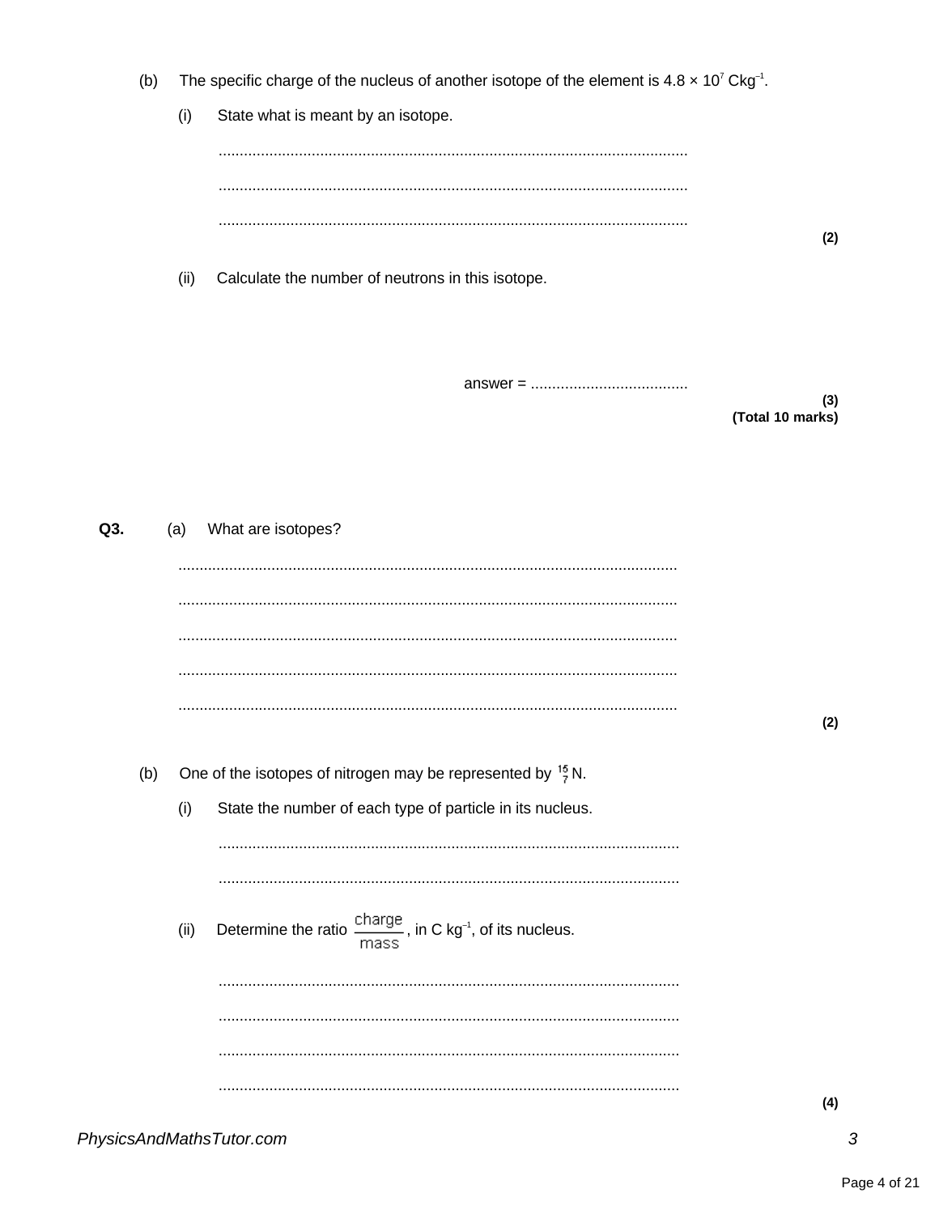(b) The specific charge of the nucleus of another isotope of the element is $4.8 \times 10^7$ $\text{C kg}^{-1}$.

(i) State what is meant by an isotope.

..............................................................................................................

..............................................................................................................

..............................................................................................................

**(2)**

(ii) Calculate the number of neutrons in this isotope.

answer = .....................................

**(3)**

**(Total 10 marks)**

**Q3.** (a) What are isotopes?

..............................................................................................................

..............................................................................................................

..............................................................................................................

..............................................................................................................

..............................................................................................................

**(2)**

(b) One of the isotopes of nitrogen may be represented by $^{15}_{7}\text{N}$.

(i) State the number of each type of particle in its nucleus.

..............................................................................................................

..............................................................................................................

(ii) Determine the ratio $\frac{\text{charge}}{\text{mass}}$, in $\text{C kg}^{-1}$, of its nucleus.

..............................................................................................................

..............................................................................................................

..............................................................................................................

..............................................................................................................

**(4)**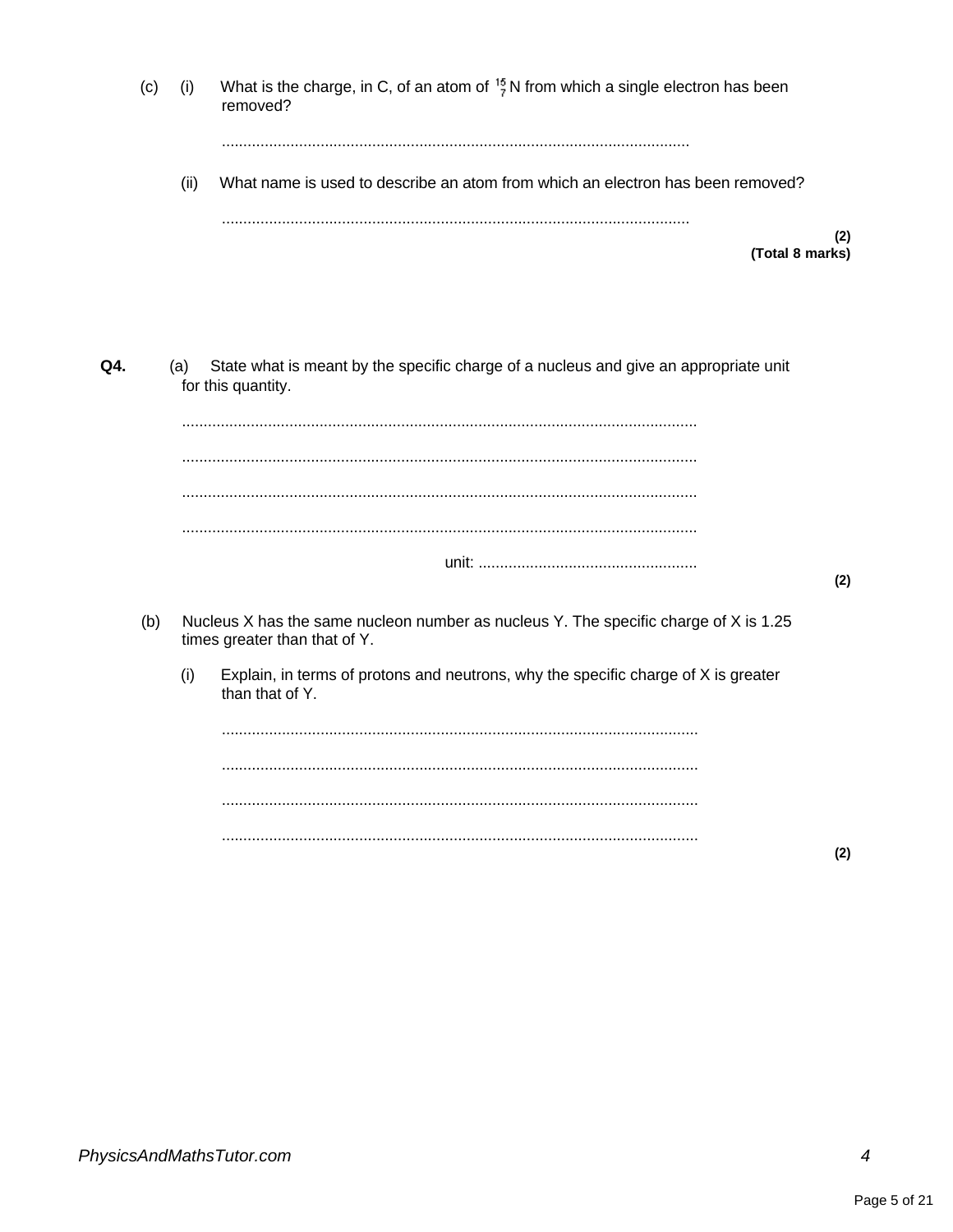(c) (i) What is the charge, in C, of an atom of $^{15}_{7}N$ from which a single electron has been removed?

...............................................................................................................

(ii) What name is used to describe an atom from which an electron has been removed?

...............................................................................................................

**(2)**
**(Total 8 marks)**

**Q4.** (a) State what is meant by the specific charge of a nucleus and give an appropriate unit for this quantity.

...............................................................................................................

...............................................................................................................

...............................................................................................................

...............................................................................................................

unit: ...................................................

**(2)**

(b) Nucleus X has the same nucleon number as nucleus Y. The specific charge of X is 1.25 times greater than that of Y.

(i) Explain, in terms of protons and neutrons, why the specific charge of X is greater than that of Y.

...............................................................................................................

...............................................................................................................

...............................................................................................................

...............................................................................................................

**(2)**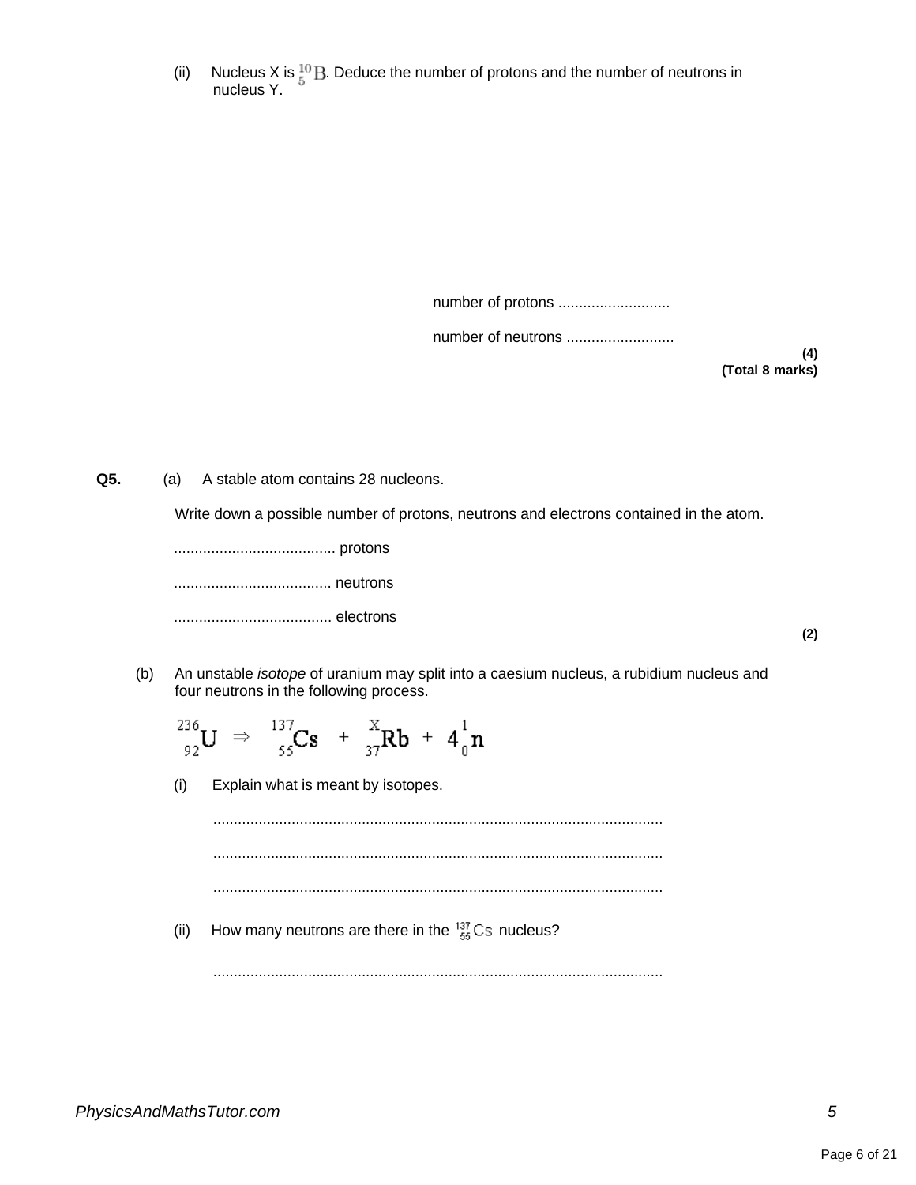(ii) Nucleus X is ${}^{10}_{5}\mathrm{B}$. Deduce the number of protons and the number of neutrons in nucleus Y.

number of protons ...........................

number of neutrons ..........................

**(4)**
**(Total 8 marks)**

**Q5.** (a) A stable atom contains 28 nucleons.

Write down a possible number of protons, neutrons and electrons contained in the atom.

....................................... protons

...................................... neutrons

...................................... electrons

**(2)**

(b) An unstable *isotope* of uranium may split into a caesium nucleus, a rubidium nucleus and four neutrons in the following process.

$$ {}^{236}_{92}\mathrm{U} \Rightarrow {}^{137}_{55}\mathrm{Cs} + {}^{X}_{37}\mathrm{Rb} + 4\,{}^{1}_{0}\mathrm{n} $$

(i) Explain what is meant by isotopes.

...........................................................................................................

...........................................................................................................

...........................................................................................................

(ii) How many neutrons are there in the ${}^{137}_{55}\mathrm{Cs}$ nucleus?

...........................................................................................................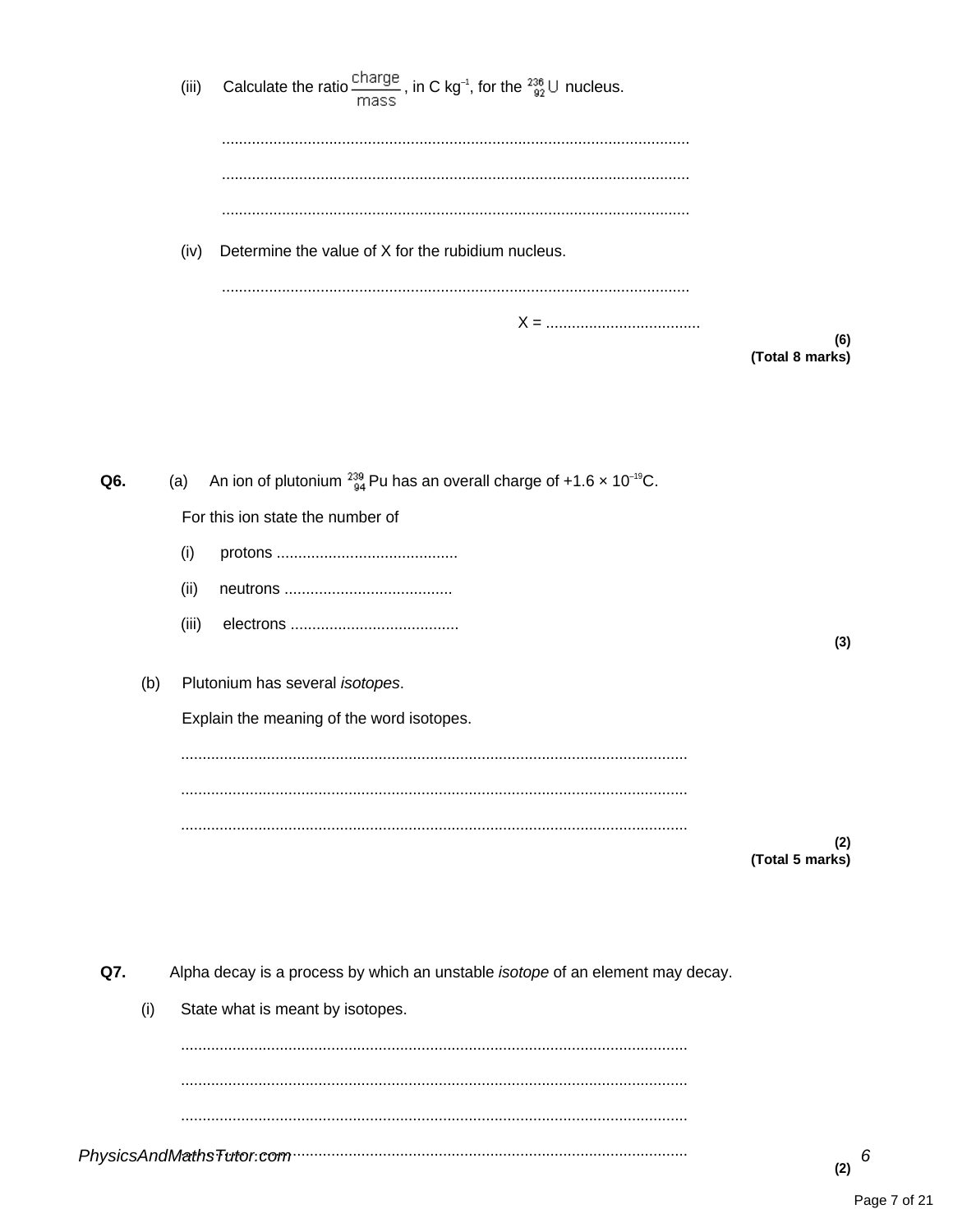(iii) Calculate the ratio $\frac{\text{charge}}{\text{mass}}$, in C kg$^{-1}$, for the $^{236}_{92}\text{U}$ nucleus.

.............................................................................................................

.............................................................................................................

.............................................................................................................

(iv) Determine the value of X for the rubidium nucleus.

.............................................................................................................

X = ....................................

**(6)**
**(Total 8 marks)**

**Q6.** (a) An ion of plutonium $^{239}_{94}\text{Pu}$ has an overall charge of $+1.6 \times 10^{-19}$C.

For this ion state the number of

(i) protons ..........................................

(ii) neutrons .......................................

(iii) electrons .......................................

**(3)**

(b) Plutonium has several *isotopes*.

Explain the meaning of the word isotopes.

.............................................................................................................

.............................................................................................................

.............................................................................................................

**(2)**
**(Total 5 marks)**

**Q7.** Alpha decay is a process by which an unstable *isotope* of an element may decay.

(i) State what is meant by isotopes.

.............................................................................................................

.............................................................................................................

.............................................................................................................

.............................................................................................................

**(2)**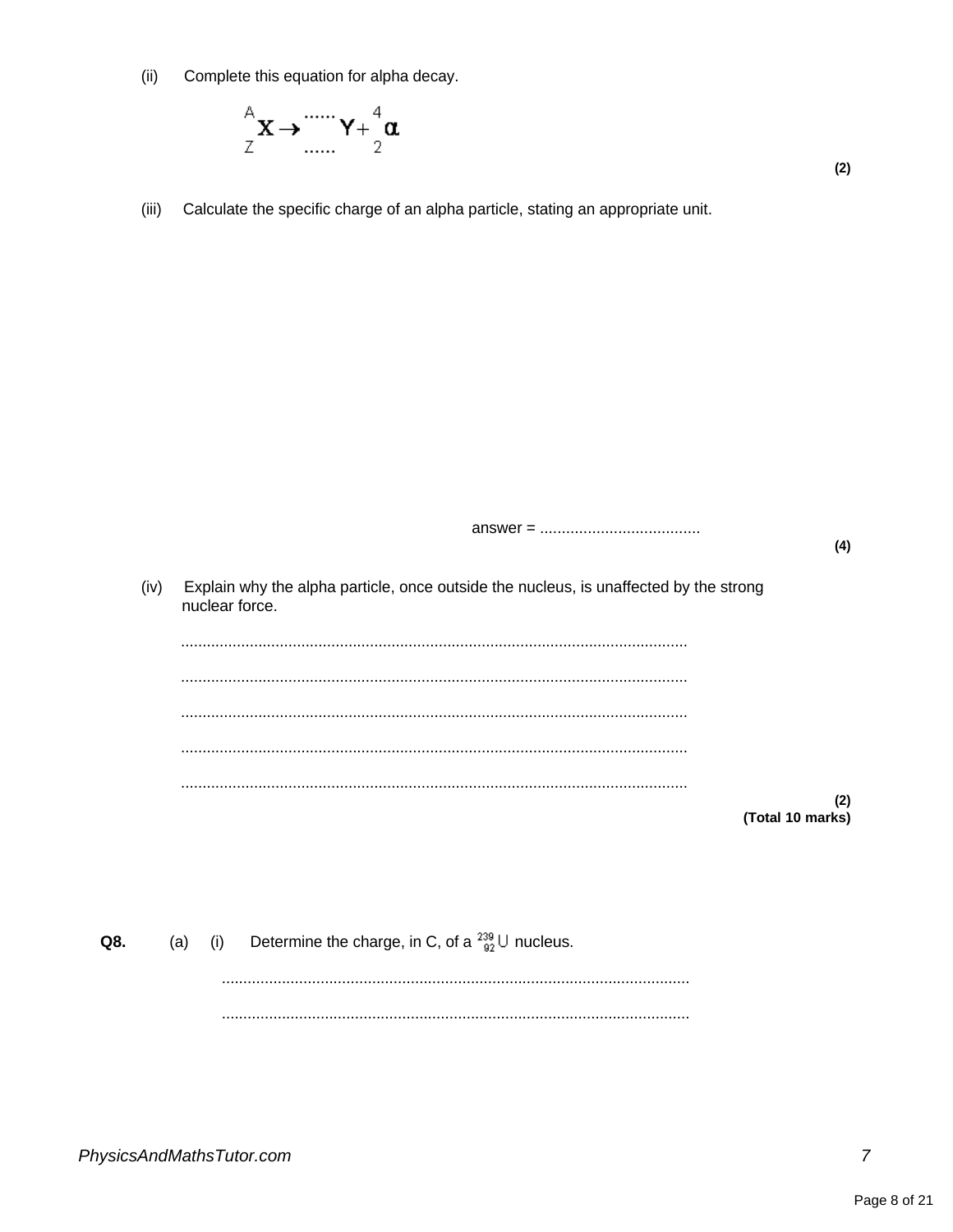(ii) Complete this equation for alpha decay.

$$^{A}_{Z}\mathrm{X} \rightarrow \, ^{\dots\dots}_{\dots\dots}\mathrm{Y} + \, ^{4}_{2}\alpha$$

**(2)**

(iii) Calculate the specific charge of an alpha particle, stating an appropriate unit.

answer = .....................................

**(4)**

(iv) Explain why the alpha particle, once outside the nucleus, is unaffected by the strong nuclear force.

.....................................................................................................................

.....................................................................................................................

.....................................................................................................................

.....................................................................................................................

.....................................................................................................................

**(2)**
**(Total 10 marks)**

**Q8.** (a) (i) Determine the charge, in C, of a $^{239}_{92}\mathrm{U}$ nucleus.

.............................................................................................................

.............................................................................................................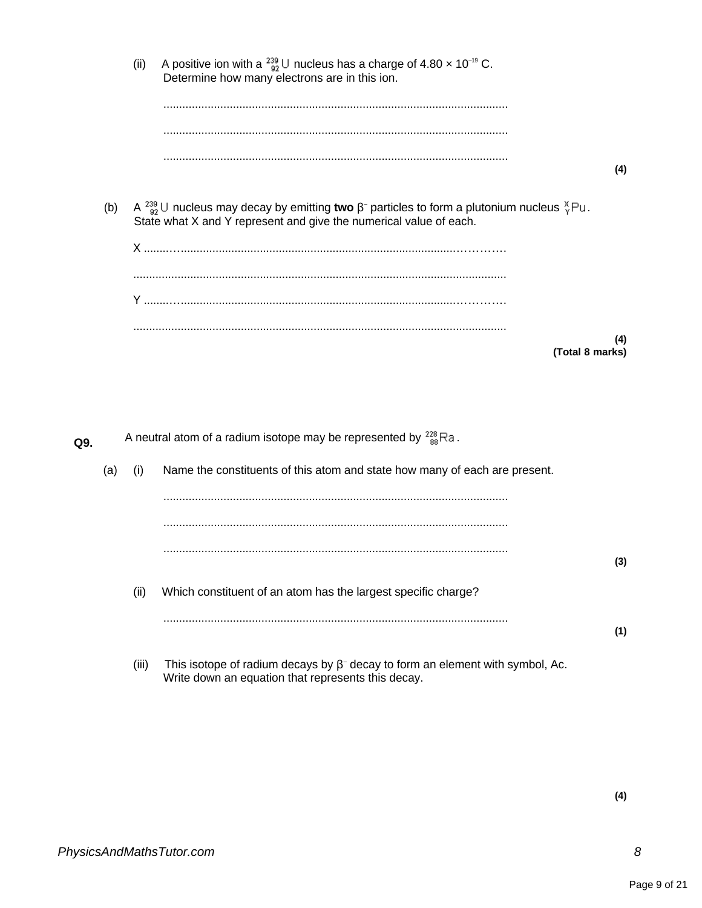(ii) A positive ion with a $^{239}_{92}\text{U}$ nucleus has a charge of $4.80 \times 10^{-19}$ C. Determine how many electrons are in this ion.

............................................................................................................

............................................................................................................

............................................................................................................

**(4)**

(b) A $^{239}_{92}\text{U}$ nucleus may decay by emitting **two** $\beta^-$ particles to form a plutonium nucleus $^{X}_{Y}\text{Pu}$. State what X and Y represent and give the numerical value of each.

X ............................................................................................................

............................................................................................................

Y ............................................................................................................

............................................................................................................

**(4)**
**(Total 8 marks)**

**Q9.** A neutral atom of a radium isotope may be represented by $^{228}_{88}\text{Ra}$.

(a) (i) Name the constituents of this atom and state how many of each are present.

............................................................................................................

............................................................................................................

............................................................................................................

**(3)**

(ii) Which constituent of an atom has the largest specific charge?

............................................................................................................

**(1)**

(iii) This isotope of radium decays by $\beta^-$ decay to form an element with symbol, Ac. Write down an equation that represents this decay.

**(4)**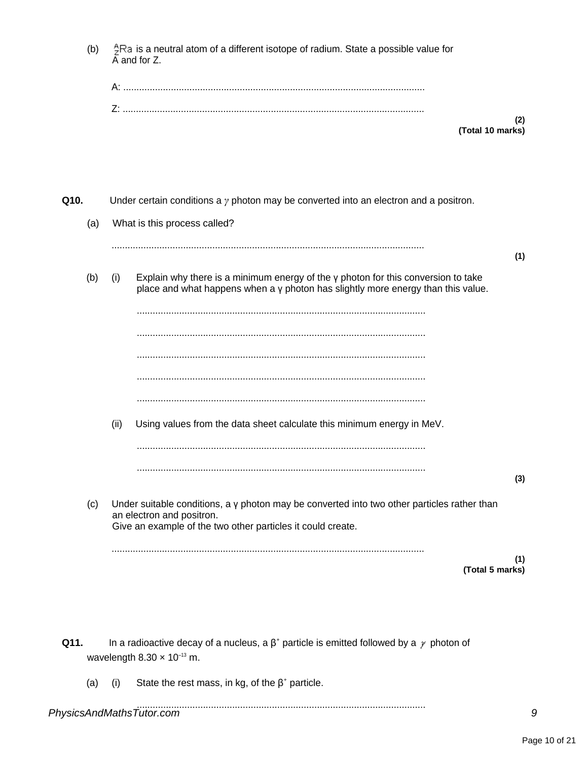(b) $^{A}_{Z}\text{Ra}$ is a neutral atom of a different isotope of radium. State a possible value for A and for Z.

A: ..................................................................................................................

Z: ..................................................................................................................

**(2)**
**(Total 10 marks)**

**Q10.** Under certain conditions a $\gamma$ photon may be converted into an electron and a positron.

(a) What is this process called?

......................................................................................................................

**(1)**

(b) (i) Explain why there is a minimum energy of the γ photon for this conversion to take place and what happens when a γ photon has slightly more energy than this value.

.............................................................................................................

.............................................................................................................

.............................................................................................................

.............................................................................................................

.............................................................................................................

(ii) Using values from the data sheet calculate this minimum energy in MeV.

.............................................................................................................

.............................................................................................................

**(3)**

(c) Under suitable conditions, a γ photon may be converted into two other particles rather than an electron and positron.
Give an example of the two other particles it could create.

......................................................................................................................

**(1)**
**(Total 5 marks)**

**Q11.** In a radioactive decay of a nucleus, a $\beta^+$ particle is emitted followed by a $\gamma$ photon of wavelength $8.30 \times 10^{-13}$ m.

(a) (i) State the rest mass, in kg, of the $\beta^+$ particle.

.............................................................................................................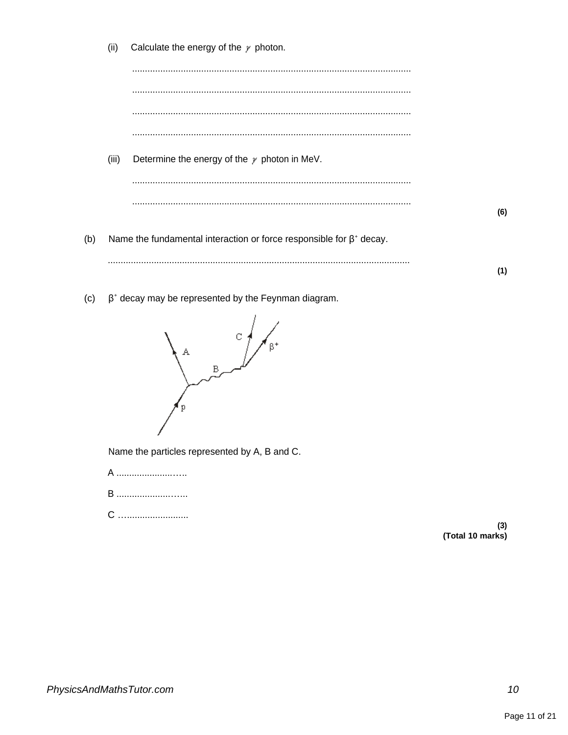(ii) Calculate the energy of the $\gamma$ photon.

............................................................................................................

............................................................................................................

............................................................................................................

............................................................................................................

(iii) Determine the energy of the $\gamma$ photon in MeV.

............................................................................................................

............................................................................................................

**(6)**

(b) Name the fundamental interaction or force responsible for $\beta^+$ decay.

............................................................................................................

**(1)**

(c) $\beta^+$ decay may be represented by the Feynman diagram.

Name the particles represented by A, B and C.

A ..............................

B ..............................

C ..............................

**(3)**
**(Total 10 marks)**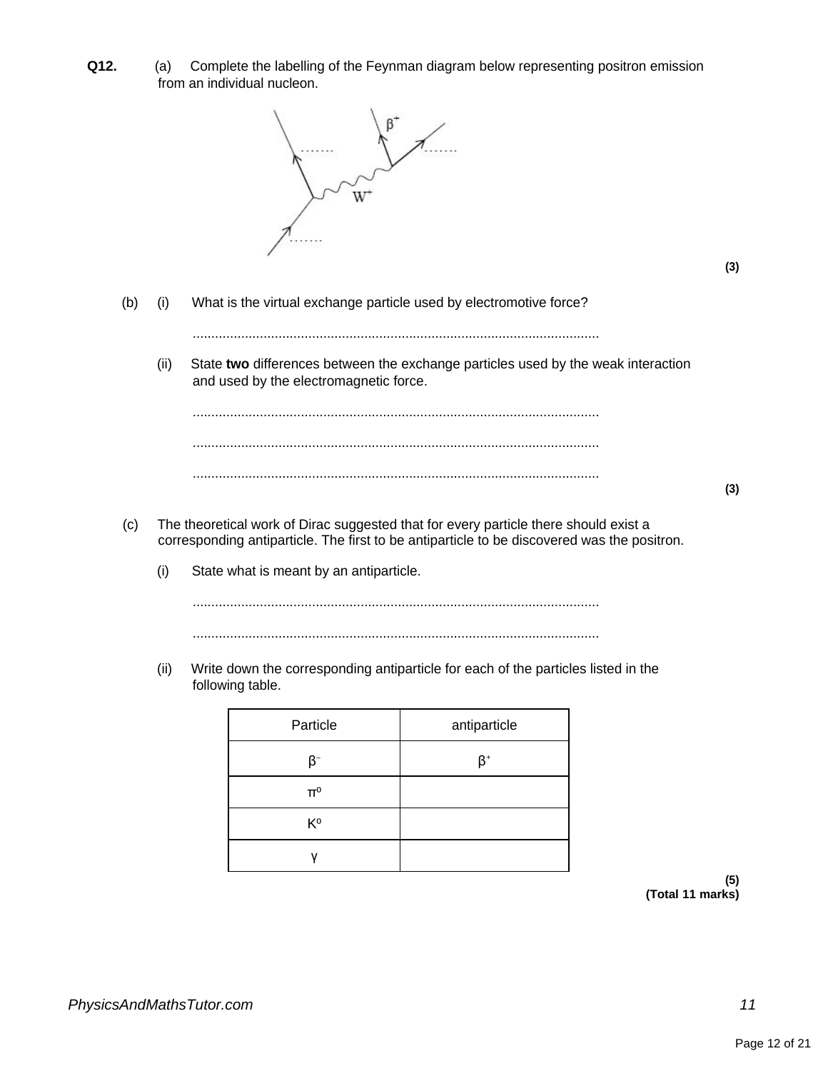**Q12.** (a) Complete the labelling of the Feynman diagram below representing positron emission from an individual nucleon.

**(3)**

(b) (i) What is the virtual exchange particle used by electromotive force?

...........................................................................................................

(ii) State **two** differences between the exchange particles used by the weak interaction and used by the electromagnetic force.

...........................................................................................................

...........................................................................................................

...........................................................................................................

**(3)**

(c) The theoretical work of Dirac suggested that for every particle there should exist a corresponding antiparticle. The first to be antiparticle to be discovered was the positron.

(i) State what is meant by an antiparticle.

...........................................................................................................

...........................................................................................................

(ii) Write down the corresponding antiparticle for each of the particles listed in the following table.

| Particle | antiparticle |
| --- | --- |
| $\beta^-$ | $\beta^+$ |
| $\pi^o$ | |
| $K^o$ | |
| $\gamma$ | |

**(5)**
**(Total 11 marks)**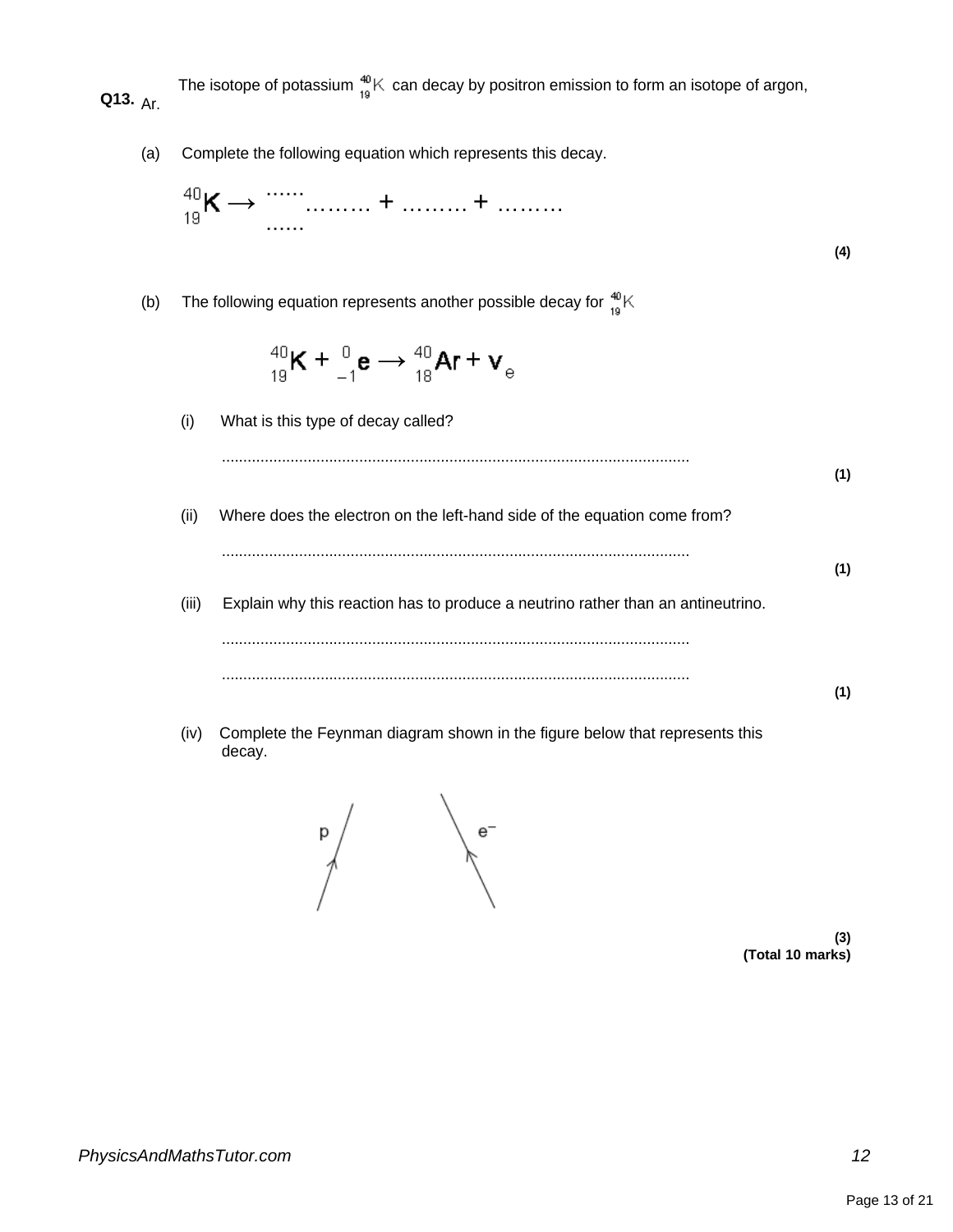**Q13.** The isotope of potassium $^{40}_{19}K$ can decay by positron emission to form an isotope of argon, Ar.

(a) Complete the following equation which represents this decay.

$$^{40}_{19}K \rightarrow {}^{\cdots\cdots}_{\cdots\cdots}\cdots\cdots\cdots + \cdots\cdots\cdots + \cdots\cdots\cdots$$

**(4)**

(b) The following equation represents another possible decay for $^{40}_{19}K$

$$^{40}_{19}K + {}^{0}_{-1}e \rightarrow {}^{40}_{18}Ar + \nu_e$$

(i) What is this type of decay called?

............................................................................................................

**(1)**

(ii) Where does the electron on the left-hand side of the equation come from?

............................................................................................................

**(1)**

(iii) Explain why this reaction has to produce a neutrino rather than an antineutrino.

............................................................................................................

............................................................................................................

**(1)**

(iv) Complete the Feynman diagram shown in the figure below that represents this decay.

p

e⁻

**(3)**

**(Total 10 marks)**